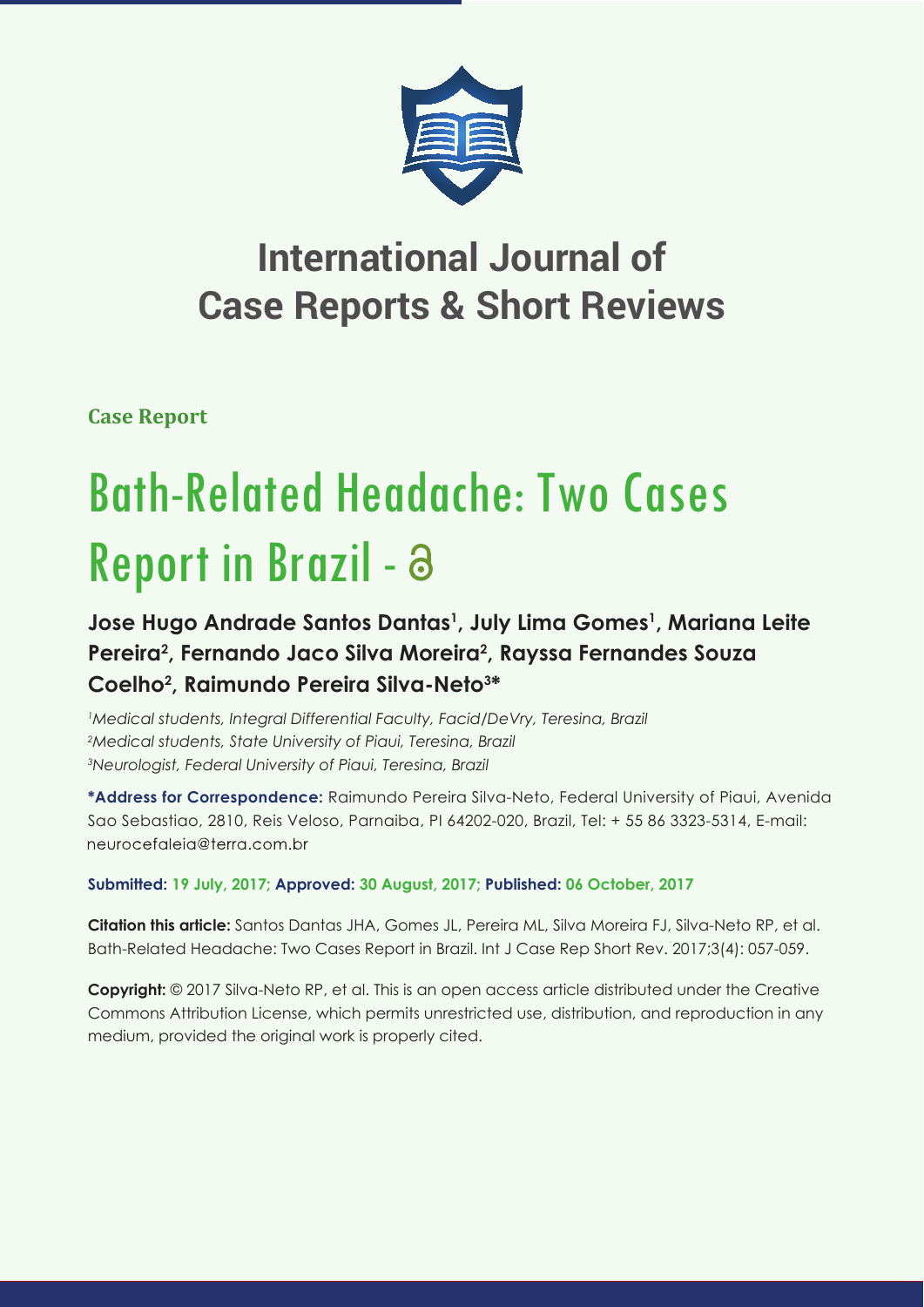# International Journal of Case Reports & Short Reviews

**Case Report**

# Bath-Related Headache: Two Cases Report in Brazil - 

**Jose Hugo Andrade Santos Dantas[1], July Lima Gomes[1], Mariana Leite Pereira[2], Fernando Jaco Silva Moreira[2], Rayssa Fernandes Souza Coelho[2], Raimundo Pereira Silva-Neto[3]***

*[1]Medical students, Integral Differential Faculty, Facid/DeVry, Teresina, Brazil*
*[2]Medical students, State University of Piaui, Teresina, Brazil*
*[3]Neurologist, Federal University of Piaui, Teresina, Brazil*

**\*Address for Correspondence:** Raimundo Pereira Silva-Neto, Federal University of Piaui, Avenida Sao Sebastiao, 2810, Reis Veloso, Parnaiba, PI 64202-020, Brazil, Tel: + 55 86 3323-5314, E-mail: neurocefaleia@terra.com.br

**Submitted: 19 July, 2017; Approved: 30 August, 2017; Published: 06 October, 2017**

**Citation this article:** Santos Dantas JHA, Gomes JL, Pereira ML, Silva Moreira FJ, Silva-Neto RP, et al. Bath-Related Headache: Two Cases Report in Brazil. Int J Case Rep Short Rev. 2017;3(4): 057-059.

**Copyright:** © 2017 Silva-Neto RP, et al. This is an open access article distributed under the Creative Commons Attribution License, which permits unrestricted use, distribution, and reproduction in any medium, provided the original work is properly cited.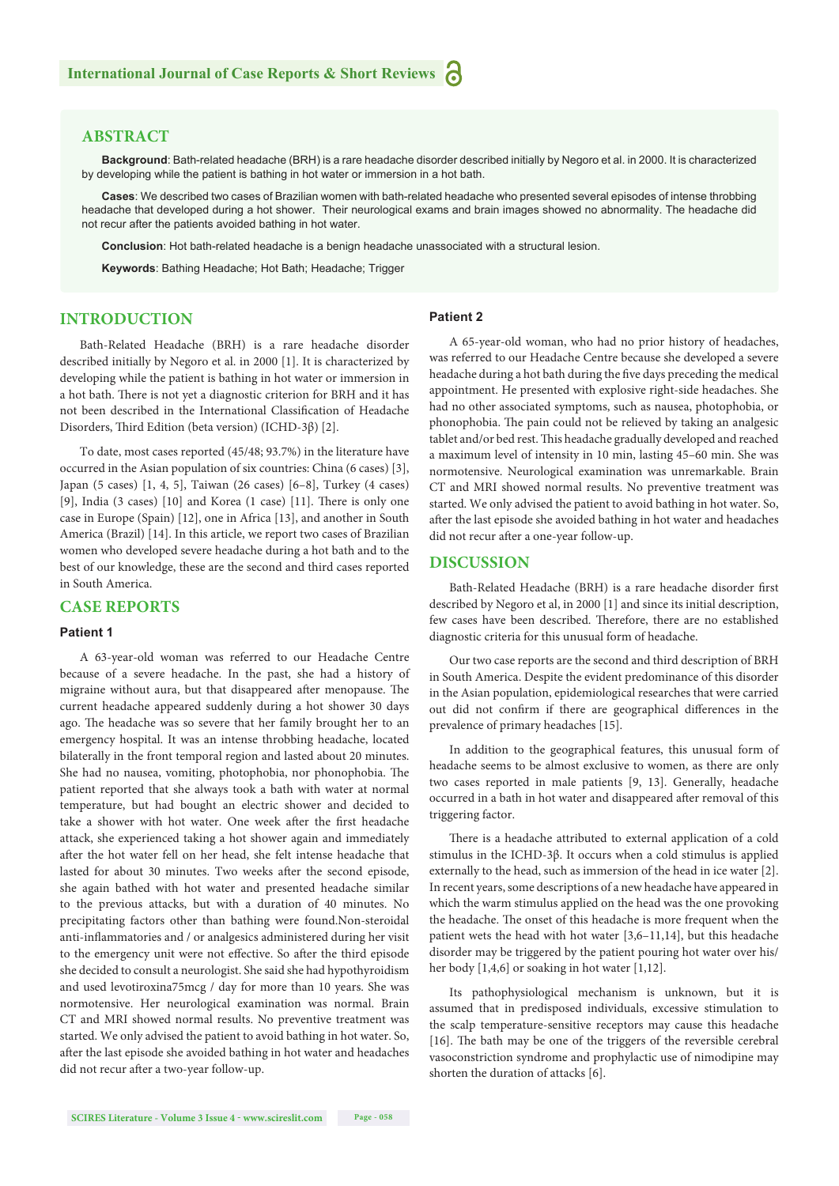## ABSTRACT

**Background**: Bath-related headache (BRH) is a rare headache disorder described initially by Negoro et al. in 2000. It is characterized by developing while the patient is bathing in hot water or immersion in a hot bath.

**Cases**: We described two cases of Brazilian women with bath-related headache who presented several episodes of intense throbbing headache that developed during a hot shower. Their neurological exams and brain images showed no abnormality. The headache did not recur after the patients avoided bathing in hot water.

**Conclusion**: Hot bath-related headache is a benign headache unassociated with a structural lesion.

**Keywords**: Bathing Headache; Hot Bath; Headache; Trigger

## INTRODUCTION

Bath-Related Headache (BRH) is a rare headache disorder described initially by Negoro et al. in 2000 [1]. It is characterized by developing while the patient is bathing in hot water or immersion in a hot bath. There is not yet a diagnostic criterion for BRH and it has not been described in the International Classification of Headache Disorders, Third Edition (beta version) (ICHD-3β) [2].

To date, most cases reported (45/48; 93.7%) in the literature have occurred in the Asian population of six countries: China (6 cases) [3], Japan (5 cases) [1, 4, 5], Taiwan (26 cases) [6–8], Turkey (4 cases) [9], India (3 cases) [10] and Korea (1 case) [11]. There is only one case in Europe (Spain) [12], one in Africa [13], and another in South America (Brazil) [14]. In this article, we report two cases of Brazilian women who developed severe headache during a hot bath and to the best of our knowledge, these are the second and third cases reported in South America.

## CASE REPORTS

### Patient 1

A 63-year-old woman was referred to our Headache Centre because of a severe headache. In the past, she had a history of migraine without aura, but that disappeared after menopause. The current headache appeared suddenly during a hot shower 30 days ago. The headache was so severe that her family brought her to an emergency hospital. It was an intense throbbing headache, located bilaterally in the front temporal region and lasted about 20 minutes. She had no nausea, vomiting, photophobia, nor phonophobia. The patient reported that she always took a bath with water at normal temperature, but had bought an electric shower and decided to take a shower with hot water. One week after the first headache attack, she experienced taking a hot shower again and immediately after the hot water fell on her head, she felt intense headache that lasted for about 30 minutes. Two weeks after the second episode, she again bathed with hot water and presented headache similar to the previous attacks, but with a duration of 40 minutes. No precipitating factors other than bathing were found.Non-steroidal anti-inflammatories and / or analgesics administered during her visit to the emergency unit were not effective. So after the third episode she decided to consult a neurologist. She said she had hypothyroidism and used levotiroxina75mcg / day for more than 10 years. She was normotensive. Her neurological examination was normal. Brain CT and MRI showed normal results. No preventive treatment was started. We only advised the patient to avoid bathing in hot water. So, after the last episode she avoided bathing in hot water and headaches did not recur after a two-year follow-up.

### Patient 2

A 65-year-old woman, who had no prior history of headaches, was referred to our Headache Centre because she developed a severe headache during a hot bath during the five days preceding the medical appointment. He presented with explosive right-side headaches. She had no other associated symptoms, such as nausea, photophobia, or phonophobia. The pain could not be relieved by taking an analgesic tablet and/or bed rest. This headache gradually developed and reached a maximum level of intensity in 10 min, lasting 45–60 min. She was normotensive. Neurological examination was unremarkable. Brain CT and MRI showed normal results. No preventive treatment was started. We only advised the patient to avoid bathing in hot water. So, after the last episode she avoided bathing in hot water and headaches did not recur after a one-year follow-up.

## DISCUSSION

Bath-Related Headache (BRH) is a rare headache disorder first described by Negoro et al, in 2000 [1] and since its initial description, few cases have been described. Therefore, there are no established diagnostic criteria for this unusual form of headache.

Our two case reports are the second and third description of BRH in South America. Despite the evident predominance of this disorder in the Asian population, epidemiological researches that were carried out did not confirm if there are geographical differences in the prevalence of primary headaches [15].

In addition to the geographical features, this unusual form of headache seems to be almost exclusive to women, as there are only two cases reported in male patients [9, 13]. Generally, headache occurred in a bath in hot water and disappeared after removal of this triggering factor.

There is a headache attributed to external application of a cold stimulus in the ICHD-3β. It occurs when a cold stimulus is applied externally to the head, such as immersion of the head in ice water [2]. In recent years, some descriptions of a new headache have appeared in which the warm stimulus applied on the head was the one provoking the headache. The onset of this headache is more frequent when the patient wets the head with hot water [3,6–11,14], but this headache disorder may be triggered by the patient pouring hot water over his/her body [1,4,6] or soaking in hot water [1,12].

Its pathophysiological mechanism is unknown, but it is assumed that in predisposed individuals, excessive stimulation to the scalp temperature-sensitive receptors may cause this headache [16]. The bath may be one of the triggers of the reversible cerebral vasoconstriction syndrome and prophylactic use of nimodipine may shorten the duration of attacks [6].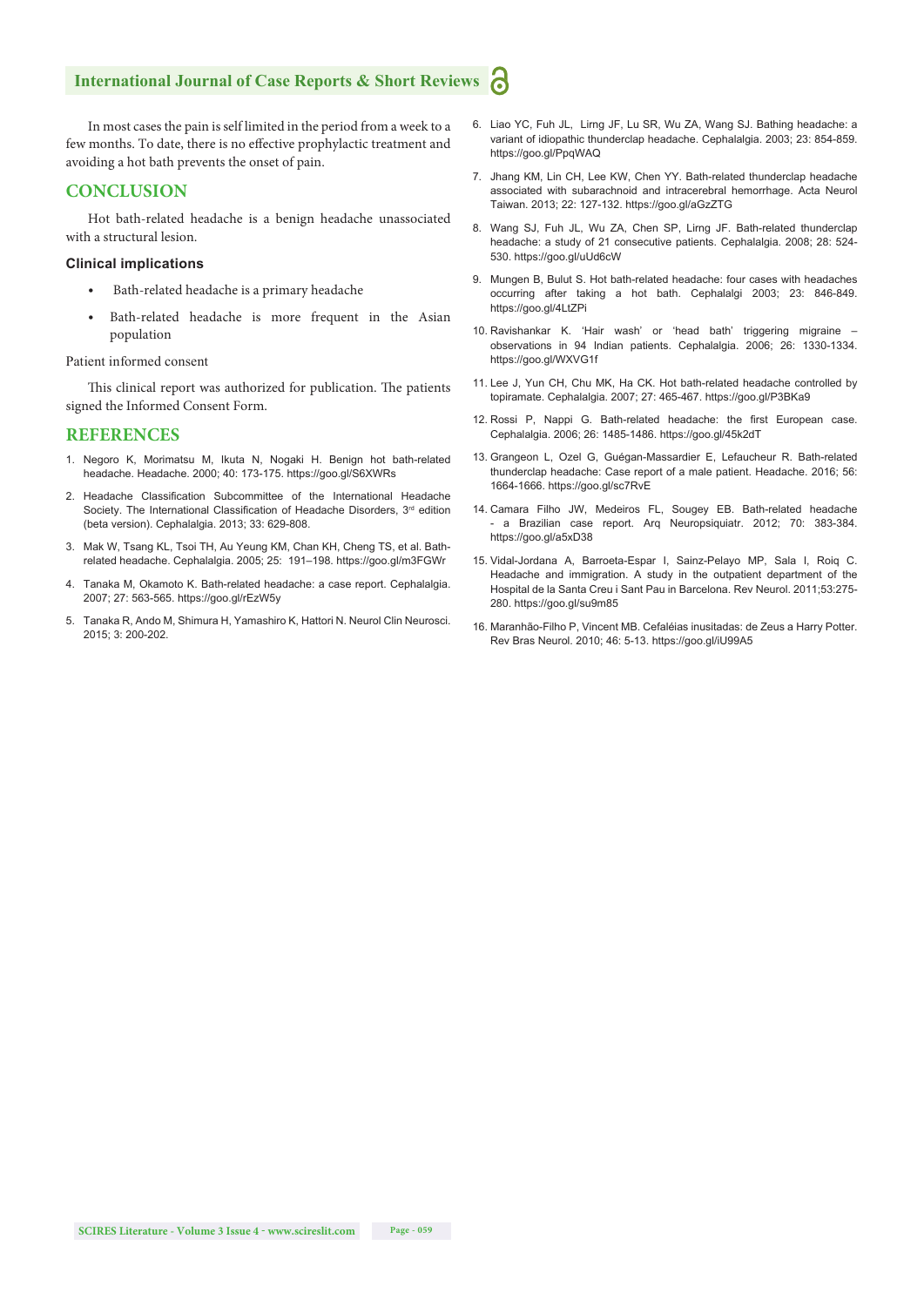In most cases the pain is self limited in the period from a week to a few months. To date, there is no effective prophylactic treatment and avoiding a hot bath prevents the onset of pain.

## CONCLUSION

Hot bath-related headache is a benign headache unassociated with a structural lesion.

### Clinical implications

- Bath-related headache is a primary headache
- Bath-related headache is more frequent in the Asian population

Patient informed consent

This clinical report was authorized for publication. The patients signed the Informed Consent Form.

## REFERENCES

1. Negoro K, Morimatsu M, Ikuta N, Nogaki H. Benign hot bath-related headache. Headache. 2000; 40: 173-175. https://goo.gl/S6XWRs
2. Headache Classification Subcommittee of the International Headache Society. The International Classification of Headache Disorders, 3rd edition (beta version). Cephalalgia. 2013; 33: 629-808.
3. Mak W, Tsang KL, Tsoi TH, Au Yeung KM, Chan KH, Cheng TS, et al. Bath-related headache. Cephalalgia. 2005; 25: 191–198. https://goo.gl/m3FGWr
4. Tanaka M, Okamoto K. Bath-related headache: a case report. Cephalalgia. 2007; 27: 563-565. https://goo.gl/rEzW5y
5. Tanaka R, Ando M, Shimura H, Yamashiro K, Hattori N. Neurol Clin Neurosci. 2015; 3: 200-202.
6. Liao YC, Fuh JL, Lirng JF, Lu SR, Wu ZA, Wang SJ. Bathing headache: a variant of idiopathic thunderclap headache. Cephalalgia. 2003; 23: 854-859. https://goo.gl/PpqWAQ
7. Jhang KM, Lin CH, Lee KW, Chen YY. Bath-related thunderclap headache associated with subarachnoid and intracerebral hemorrhage. Acta Neurol Taiwan. 2013; 22: 127-132. https://goo.gl/aGzZTG
8. Wang SJ, Fuh JL, Wu ZA, Chen SP, Lirng JF. Bath-related thunderclap headache: a study of 21 consecutive patients. Cephalalgia. 2008; 28: 524-530. https://goo.gl/uUd6cW
9. Mungen B, Bulut S. Hot bath-related headache: four cases with headaches occurring after taking a hot bath. Cephalalgi 2003; 23: 846-849. https://goo.gl/4LtZPi
10. Ravishankar K. 'Hair wash' or 'head bath' triggering migraine – observations in 94 Indian patients. Cephalalgia. 2006; 26: 1330-1334. https://goo.gl/WXVG1f
11. Lee J, Yun CH, Chu MK, Ha CK. Hot bath-related headache controlled by topiramate. Cephalalgia. 2007; 27: 465-467. https://goo.gl/P3BKa9
12. Rossi P, Nappi G. Bath-related headache: the first European case. Cephalalgia. 2006; 26: 1485-1486. https://goo.gl/45k2dT
13. Grangeon L, Ozel G, Guégan-Massardier E, Lefaucheur R. Bath-related thunderclap headache: Case report of a male patient. Headache. 2016; 56: 1664-1666. https://goo.gl/sc7RvE
14. Camara Filho JW, Medeiros FL, Sougey EB. Bath-related headache - a Brazilian case report. Arq Neuropsiquiatr. 2012; 70: 383-384. https://goo.gl/a5xD38
15. Vidal-Jordana A, Barroeta-Espar I, Sainz-Pelayo MP, Sala I, Roiq C. Headache and immigration. A study in the outpatient department of the Hospital de la Santa Creu i Sant Pau in Barcelona. Rev Neurol. 2011;53:275-280. https://goo.gl/su9m85
16. Maranhão-Filho P, Vincent MB. Cefaléias inusitadas: de Zeus a Harry Potter. Rev Bras Neurol. 2010; 46: 5-13. https://goo.gl/iU99A5